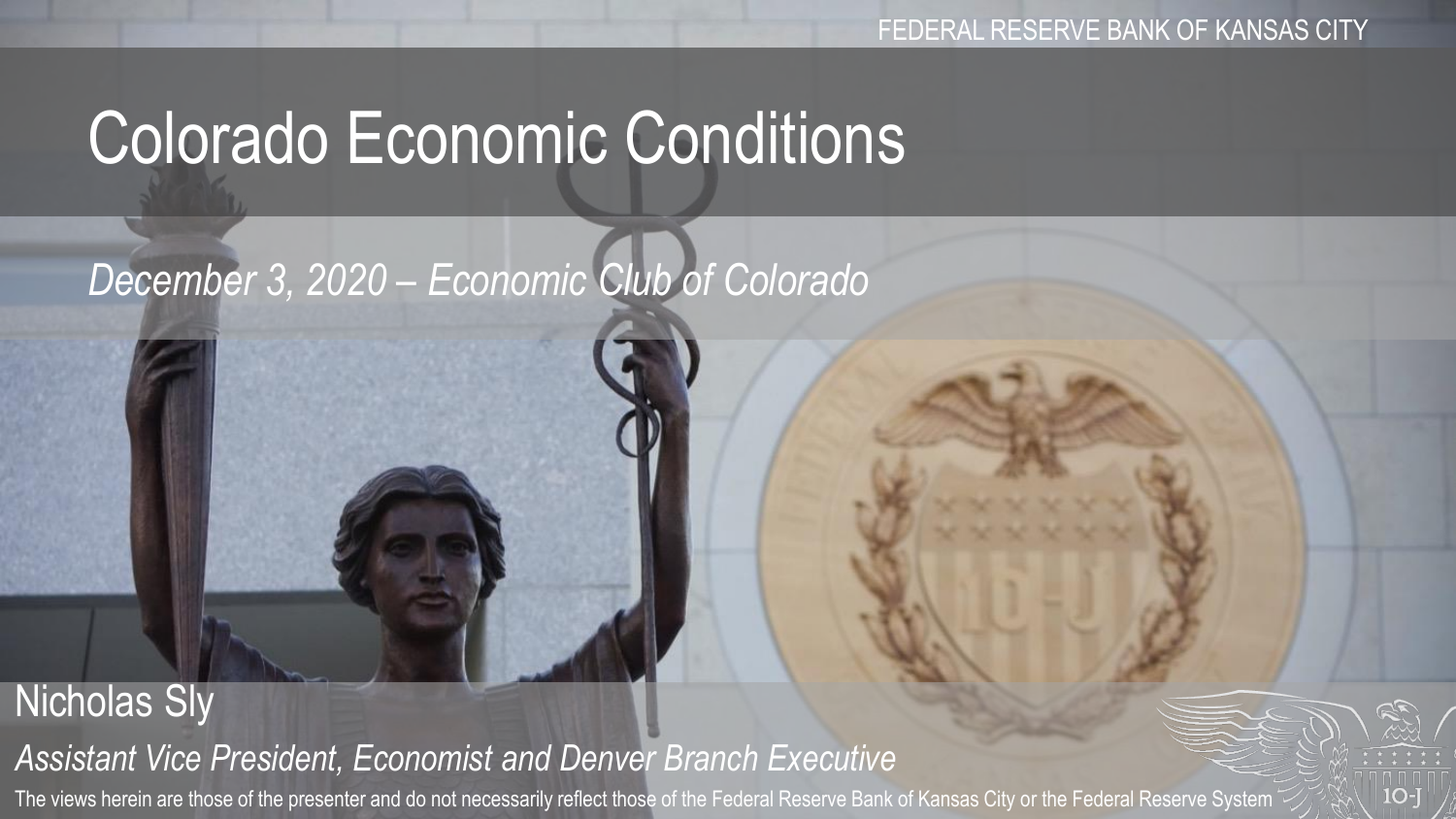FEDERAL RESERVE BANK OF KANSAS CITY

# Colorado Economic Conditions

*December 3, 2020 – Economic Club of Colorado*

Nicholas Sly

*Assistant Vice President, Economist and Denver Branch Executive*

The views herein are those of the presenter and do not necessarily reflect those of the Federal Reserve Bank of Kansas City or the Federal Reserve System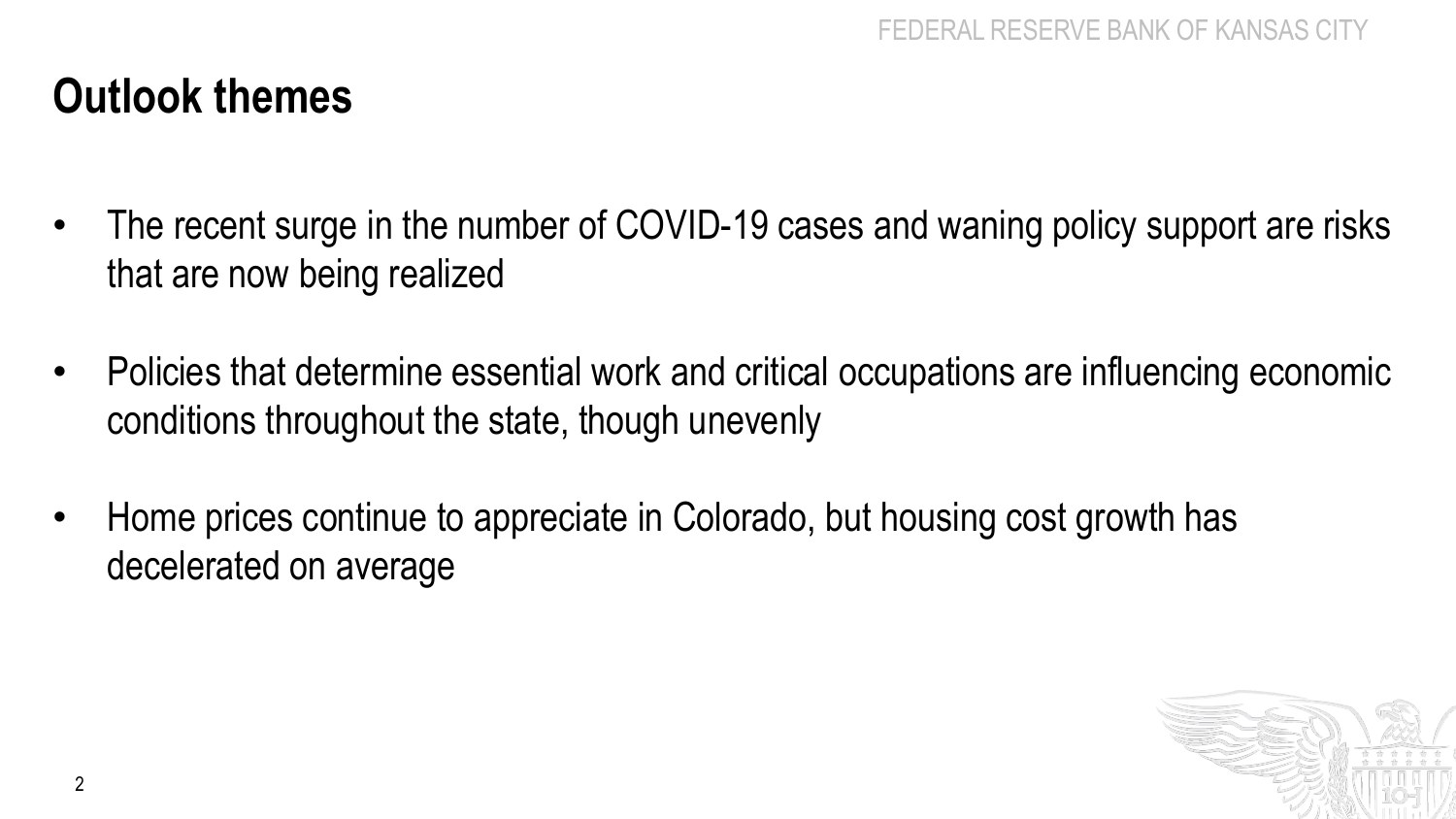# Outlook themes

- The recent surge in the number of COVID-19 cases and waning policy support are risks that are now being realized
- Policies that determine essential work and critical occupations are influencing economic conditions throughout the state, though unevenly
- Home prices continue to appreciate in Colorado, but housing cost growth has decelerated on average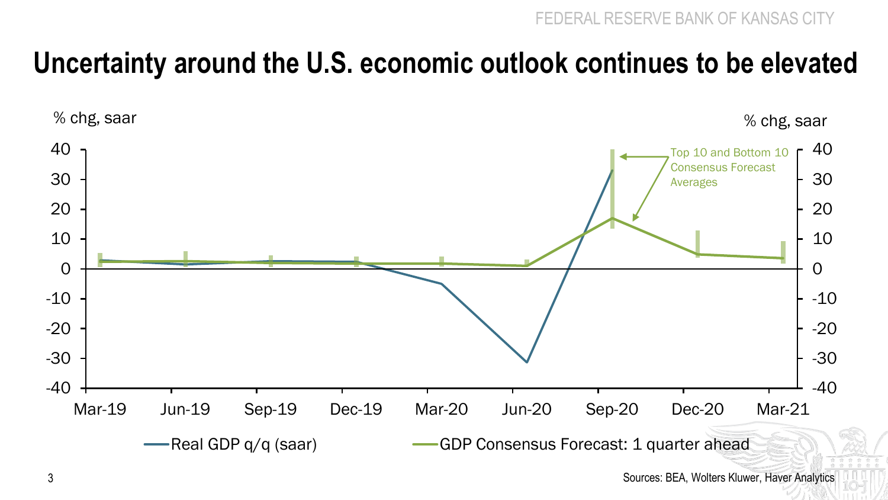# Uncertainty around the U.S. economic outlook continues to be elevated

% chg, saar

% chg, saar

Top 10 and Bottom 10 Consensus Forecast Averages

Real GDP q/q (saar)

GDP Consensus Forecast: 1 quarter ahead

Sources: BEA, Wolters Kluwer, Haver Analytics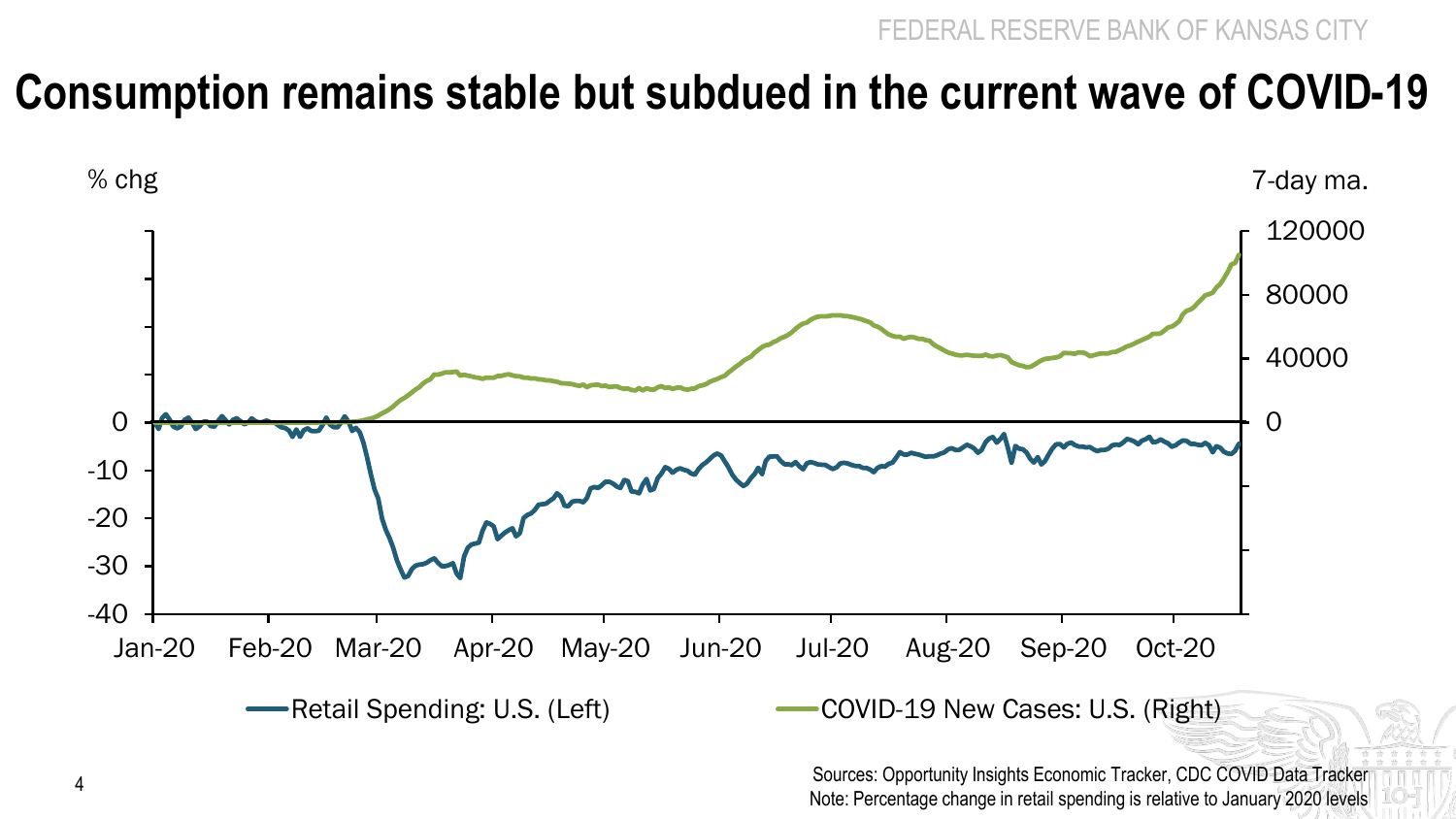# Consumption remains stable but subdued in the current wave of COVID-19

% chg

7-day ma.

120000
80000
40000
0

0
-10
-20
-30
-40

Jan-20 Feb-20 Mar-20 Apr-20 May-20 Jun-20 Jul-20 Aug-20 Sep-20 Oct-20

Retail Spending: U.S. (Left)

COVID-19 New Cases: U.S. (Right)

Sources: Opportunity Insights Economic Tracker, CDC COVID Data Tracker

Note: Percentage change in retail spending is relative to January 2020 levels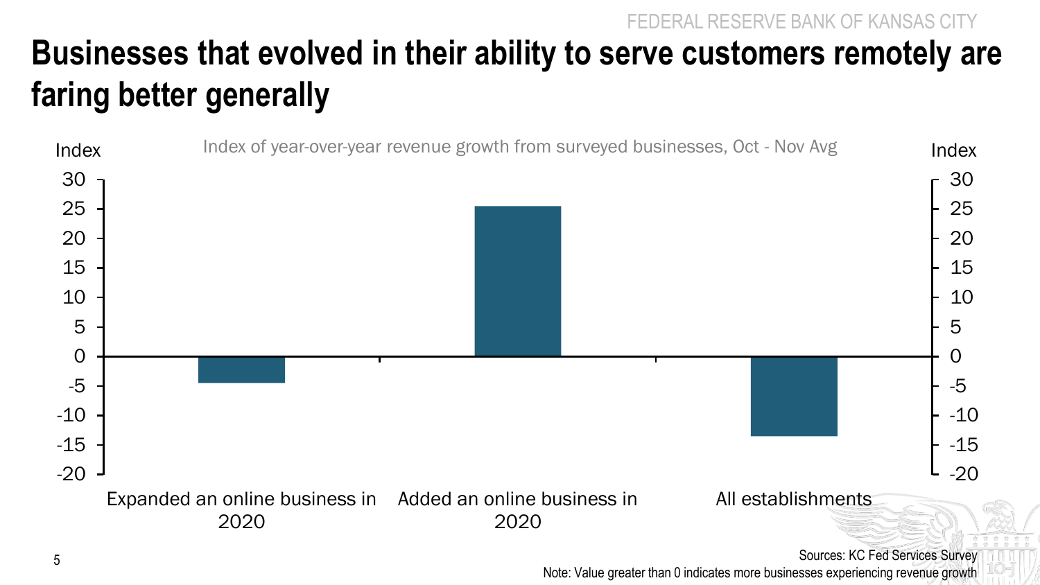# Businesses that evolved in their ability to serve customers remotely are faring better generally

Index of year-over-year revenue growth from surveyed businesses, Oct - Nov Avg

| Category | Index |
|---|---|
| Expanded an online business in 2020 | -4.5 |
| Added an online business in 2020 | 25.5 |
| All establishments | -13.5 |

Sources: KC Fed Services Survey

Note: Value greater than 0 indicates more businesses experiencing revenue growth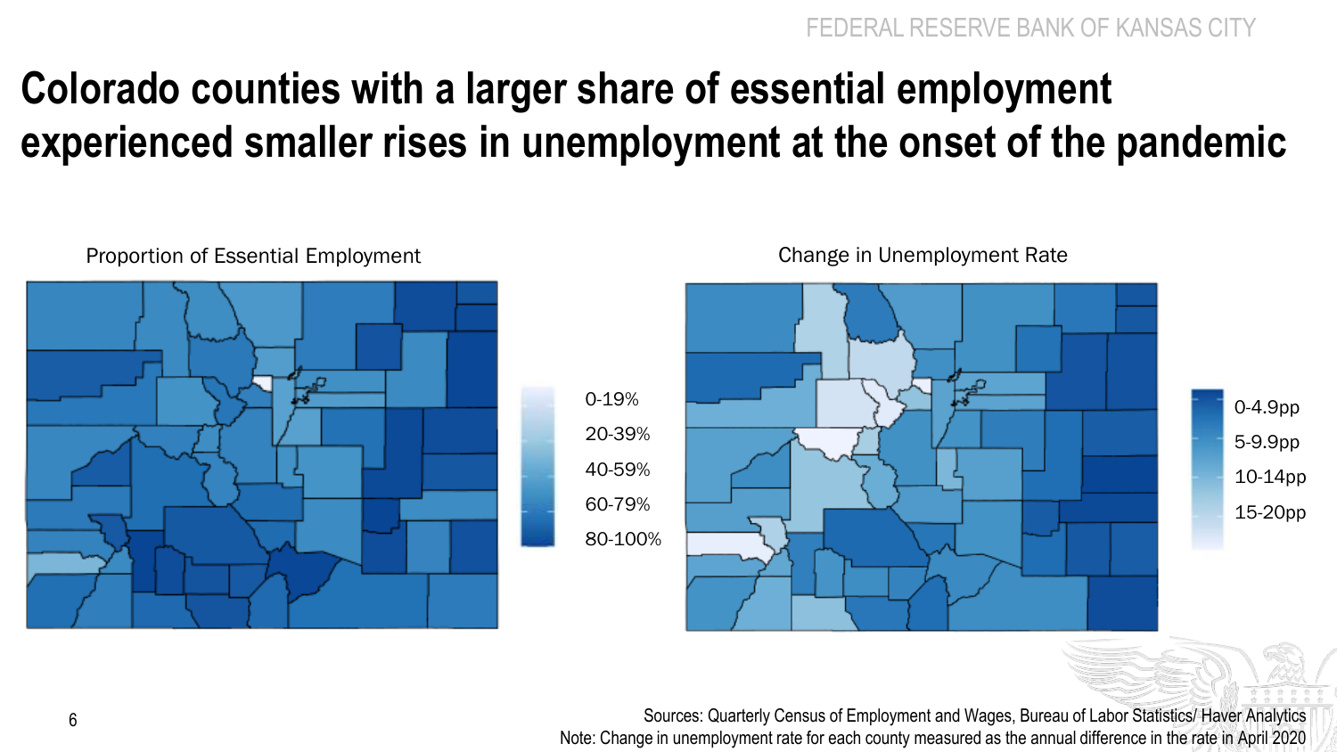# Colorado counties with a larger share of essential employment experienced smaller rises in unemployment at the onset of the pandemic

Proportion of Essential Employment

0-19%
20-39%
40-59%
60-79%
80-100%

Change in Unemployment Rate

0-4.9pp
5-9.9pp
10-14pp
15-20pp

Sources: Quarterly Census of Employment and Wages, Bureau of Labor Statistics/ Haver Analytics
Note: Change in unemployment rate for each county measured as the annual difference in the rate in April 2020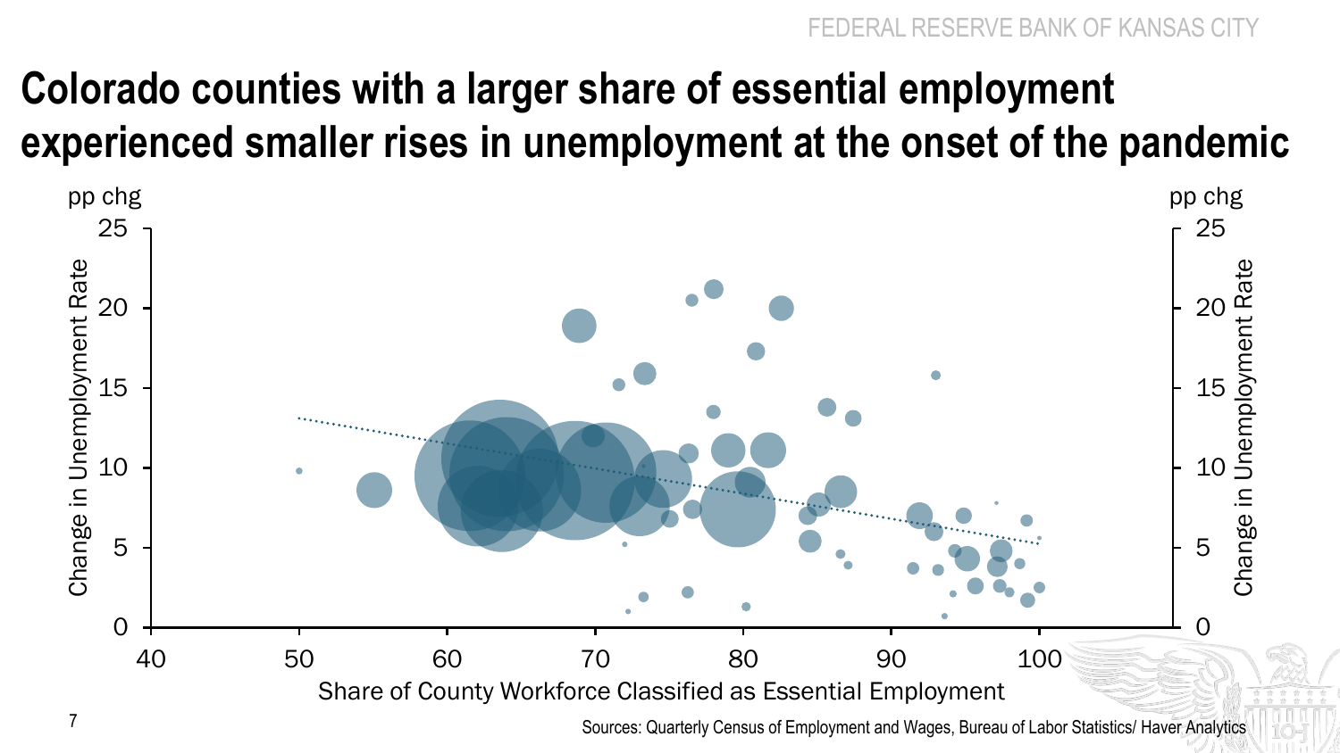# Colorado counties with a larger share of essential employment experienced smaller rises in unemployment at the onset of the pandemic

pp chg

Change in Unemployment Rate

Share of County Workforce Classified as Essential Employment

Sources: Quarterly Census of Employment and Wages, Bureau of Labor Statistics/ Haver Analytics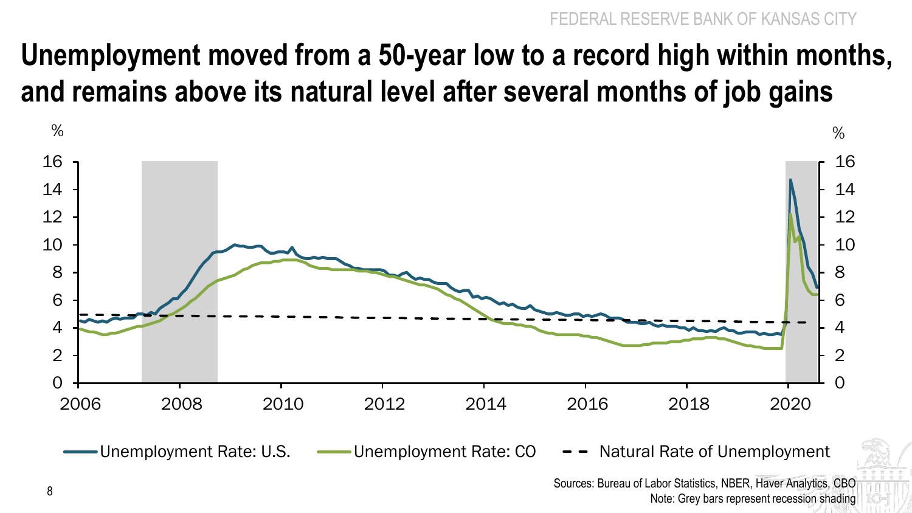# Unemployment moved from a 50-year low to a record high within months, and remains above its natural level after several months of job gains

%

16
14
12
10
8
6
4
2
0

2006 2008 2010 2012 2014 2016 2018 2020

Unemployment Rate: U.S. — Unemployment Rate: CO — Natural Rate of Unemployment

Sources: Bureau of Labor Statistics, NBER, Haver Analytics, CBO
Note: Grey bars represent recession shading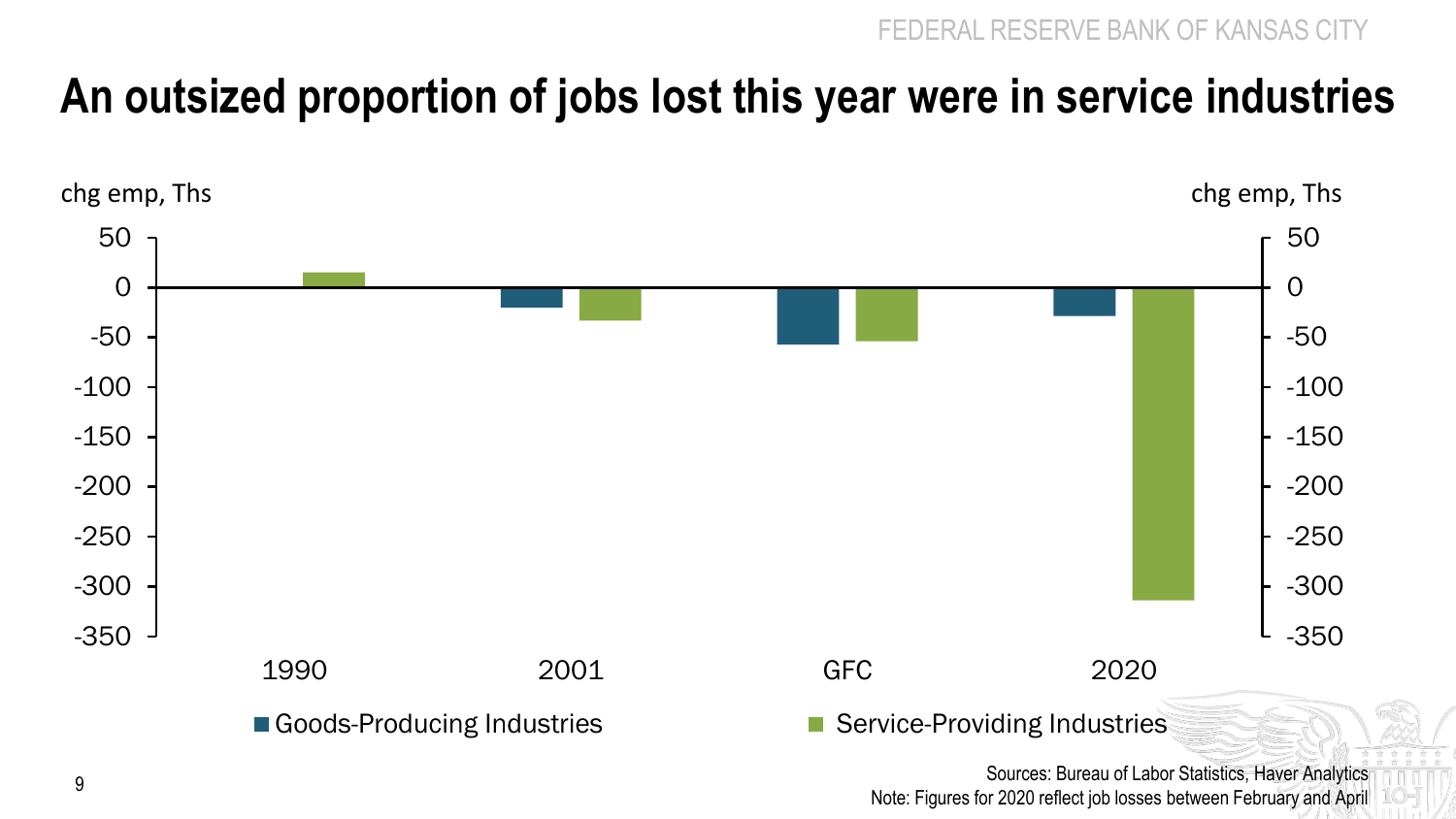# An outsized proportion of jobs lost this year were in service industries

chg emp, Ths

| | Goods-Producing Industries | Service-Providing Industries |
|---|---|---|
| 1990 | | 15 |
| 2001 | -20 | -33 |
| GFC | -57 | -54 |
| 2020 | -29 | -314 |

Sources: Bureau of Labor Statistics, Haver Analytics
Note: Figures for 2020 reflect job losses between February and April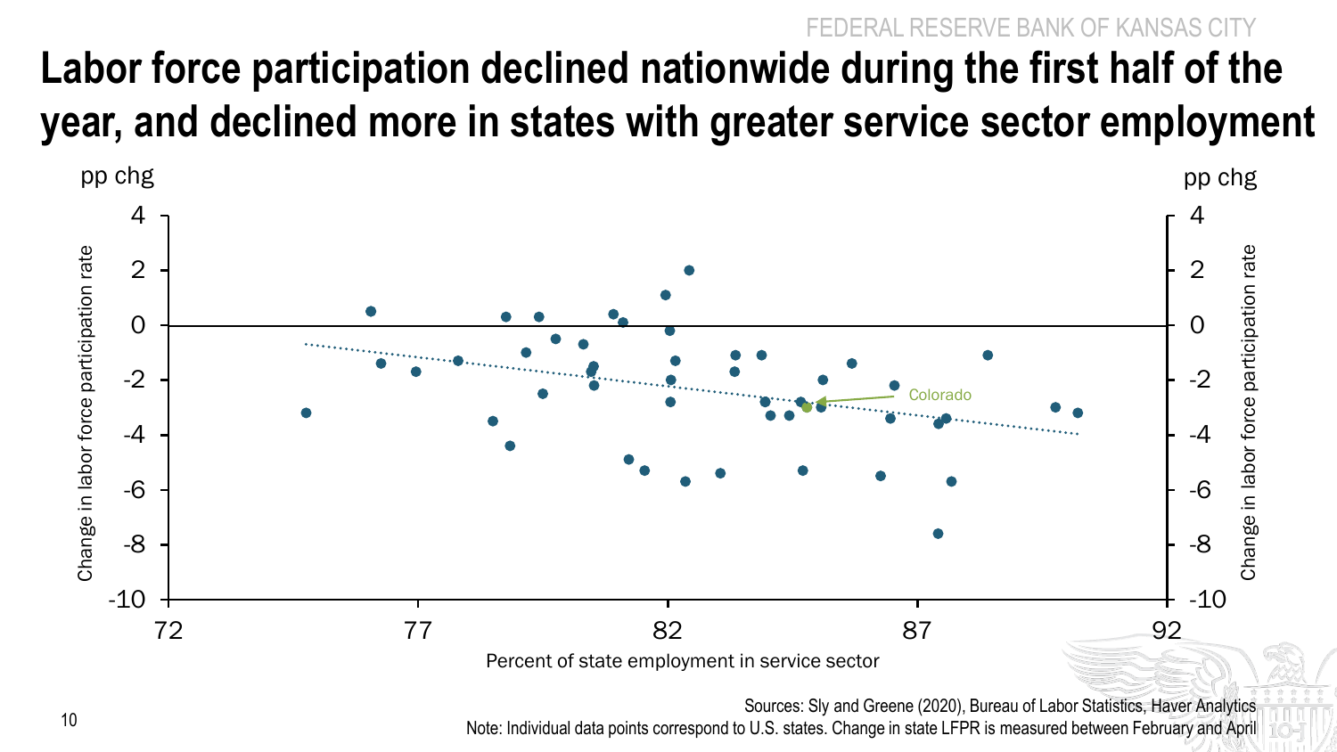# Labor force participation declined nationwide during the first half of the year, and declined more in states with greater service sector employment

pp chg

Change in labor force participation rate

Colorado

Percent of state employment in service sector

Sources: Sly and Greene (2020), Bureau of Labor Statistics, Haver Analytics

Note: Individual data points correspond to U.S. states. Change in state LFPR is measured between February and April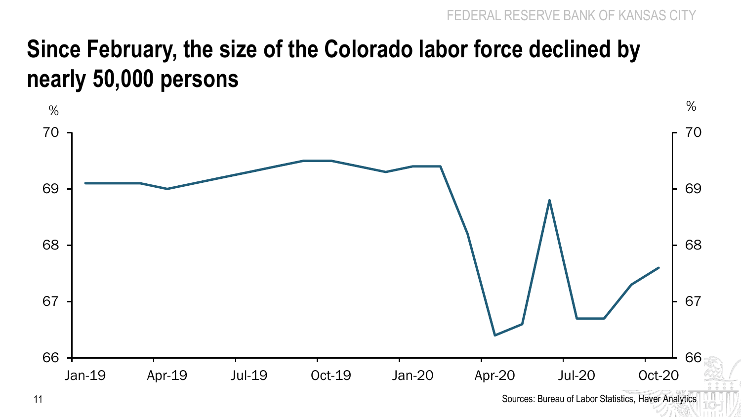# Since February, the size of the Colorado labor force declined by nearly 50,000 persons

%

70

69

68

67

66

Jan-19 Apr-19 Jul-19 Oct-19 Jan-20 Apr-20 Jul-20 Oct-20

Sources: Bureau of Labor Statistics, Haver Analytics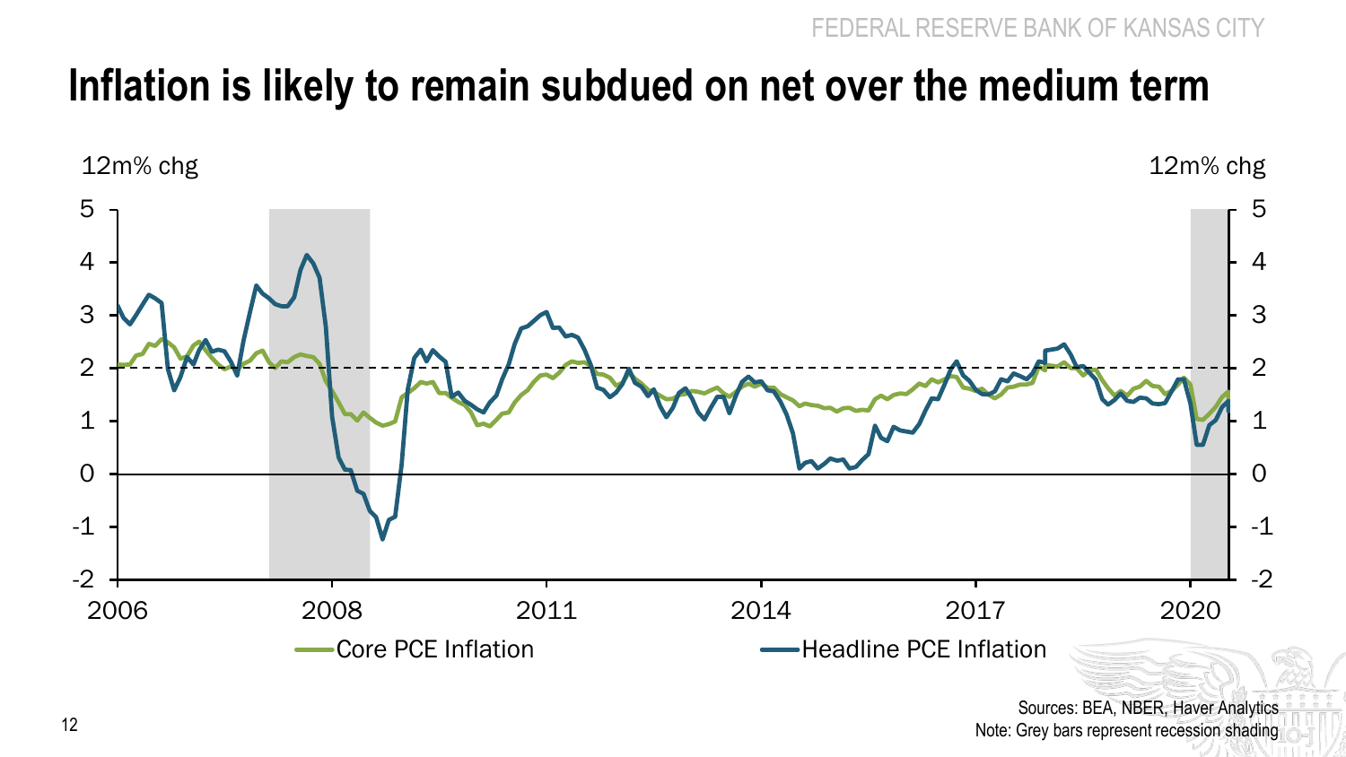# Inflation is likely to remain subdued on net over the medium term

12m% chg

12m% chg

Core PCE Inflation — Headline PCE Inflation

Sources: BEA, NBER, Haver Analytics
Note: Grey bars represent recession shading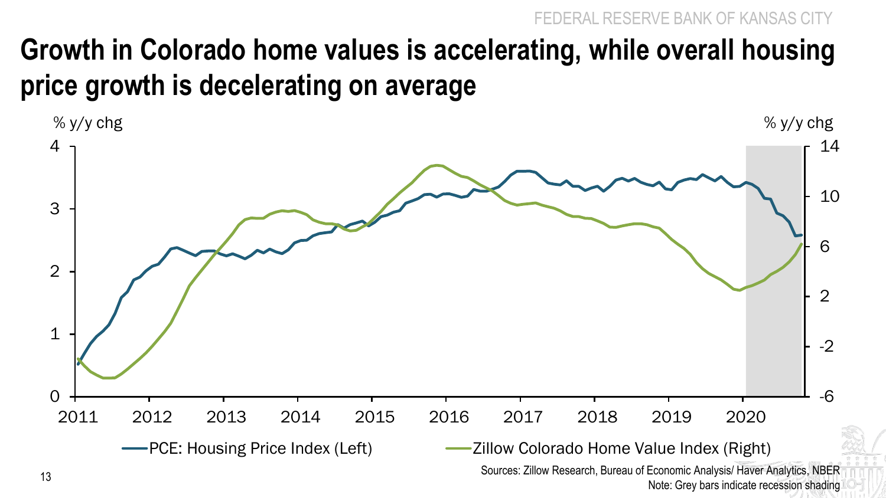# Growth in Colorado home values is accelerating, while overall housing price growth is decelerating on average

% y/y chg

% y/y chg

PCE: Housing Price Index (Left)

Zillow Colorado Home Value Index (Right)

Sources: Zillow Research, Bureau of Economic Analysis/ Haver Analytics, NBER

Note: Grey bars indicate recession shading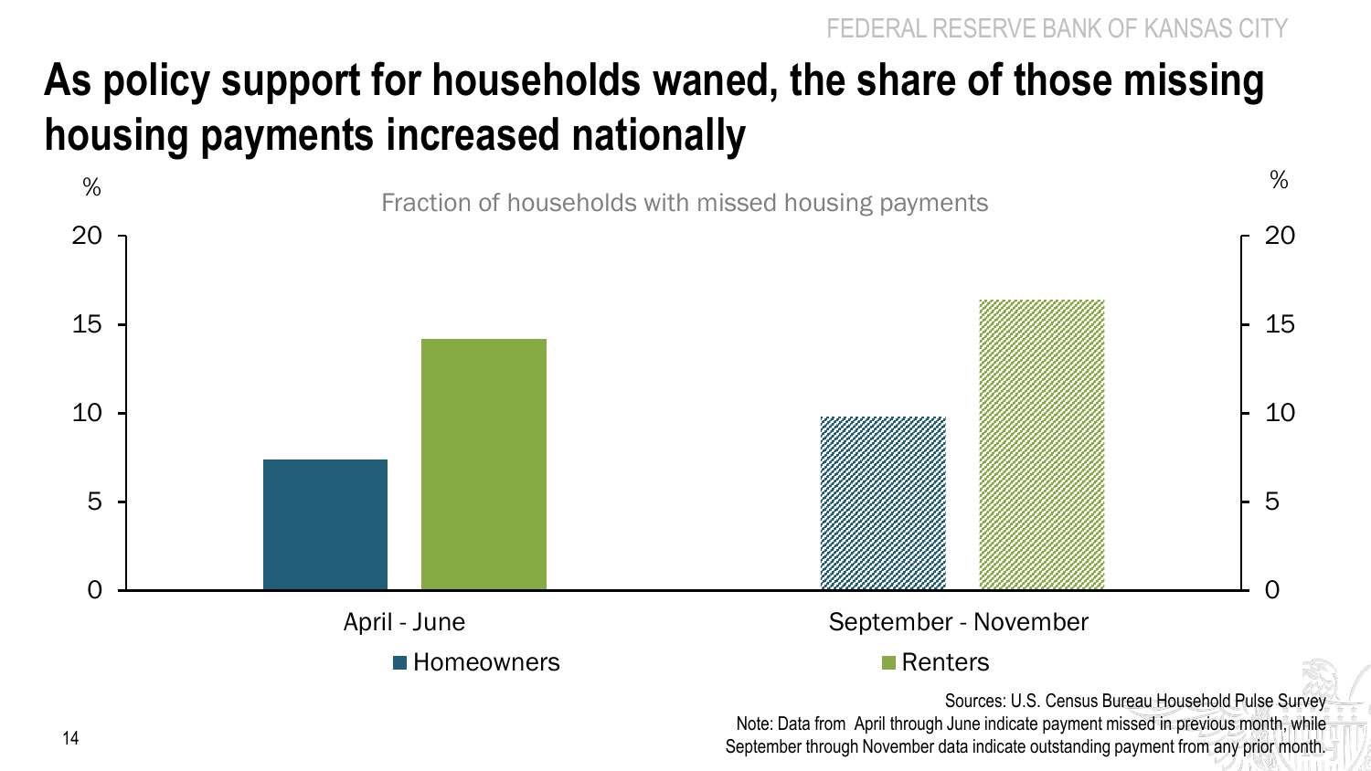# As policy support for households waned, the share of those missing housing payments increased nationally

Fraction of households with missed housing payments

| | Homeowners (%) | Renters (%) |
|---|---|---|
| April - June | ~7.4 | ~14.2 |
| September - November | ~9.8 | ~16.4 |

Sources: U.S. Census Bureau Household Pulse Survey

Note: Data from April through June indicate payment missed in previous month, while September through November data indicate outstanding payment from any prior month.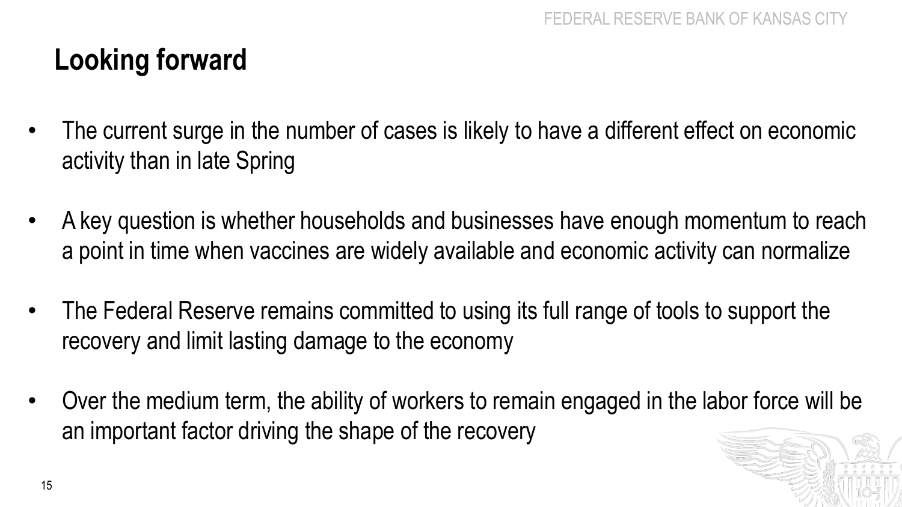# Looking forward

- The current surge in the number of cases is likely to have a different effect on economic activity than in late Spring
- A key question is whether households and businesses have enough momentum to reach a point in time when vaccines are widely available and economic activity can normalize
- The Federal Reserve remains committed to using its full range of tools to support the recovery and limit lasting damage to the economy
- Over the medium term, the ability of workers to remain engaged in the labor force will be an important factor driving the shape of the recovery